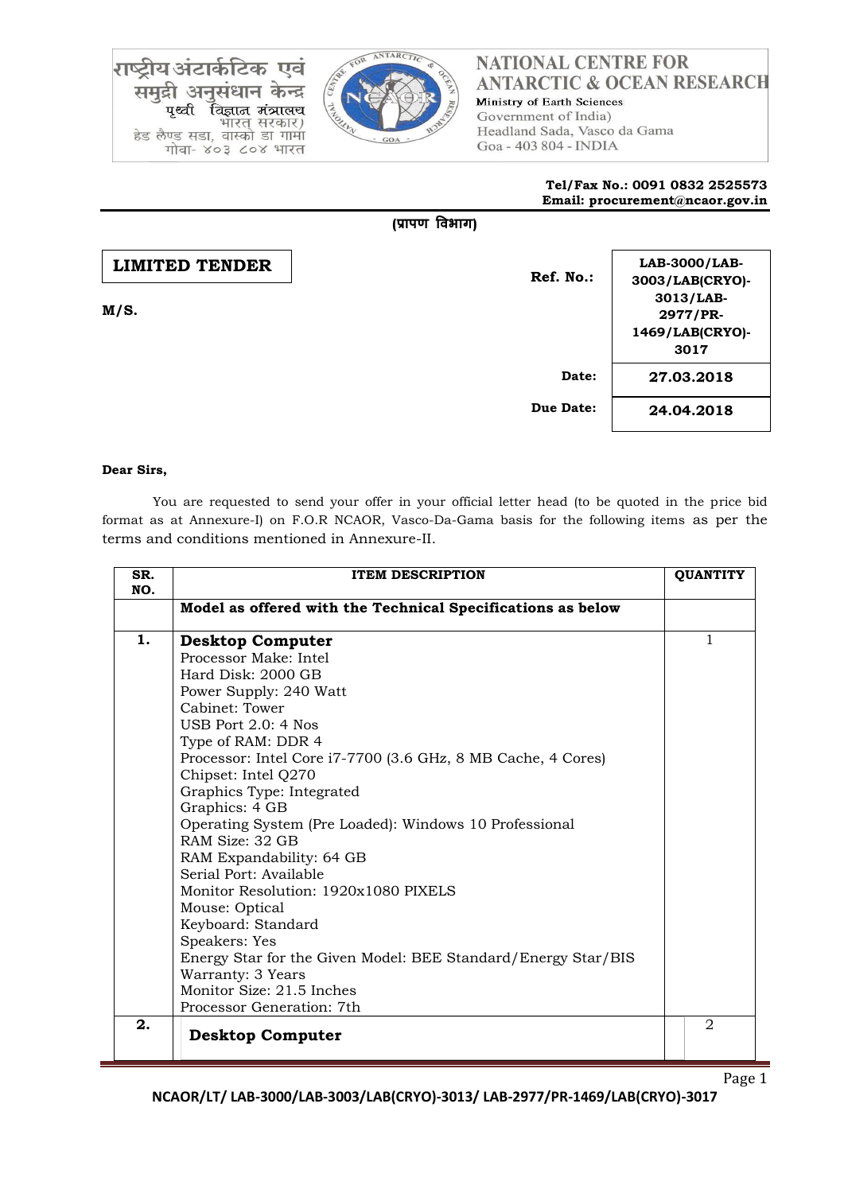राष्ट्रीय अंटार्कटिक एवं समुद्री अनुसंधान केन्द्र
पृथ्वी विज्ञान मंत्रालय
भारत सरकार)
हेड लैण्ड सडा, वास्को डा गामा
गोवा- ४०३ ८०४ भारत

**NATIONAL CENTRE FOR ANTARCTIC & OCEAN RESEARCH**
Ministry of Earth Sciences
Government of India)
Headland Sada, Vasco da Gama
Goa - 403 804 - INDIA

**Tel/Fax No.: 0091 0832 2525573**
**Email: procurement@ncaor.gov.in**

**(प्रापण विभाग)**

## LIMITED TENDER

**M/S.**

| | |
|---|---|
| **Ref. No.:** | **LAB-3000/LAB-3003/LAB(CRYO)-3013/LAB-2977/PR-1469/LAB(CRYO)-3017** |
| **Date:** | **27.03.2018** |
| **Due Date:** | **24.04.2018** |

**Dear Sirs,**

You are requested to send your offer in your official letter head (to be quoted in the price bid format as at Annexure-I) on F.O.R NCAOR, Vasco-Da-Gama basis for the following items as per the terms and conditions mentioned in Annexure-II.

| SR. NO. | ITEM DESCRIPTION | QUANTITY |
|---|---|---|
| | **Model as offered with the Technical Specifications as below** | |
| **1.** | **Desktop Computer**<br>Processor Make: Intel<br>Hard Disk: 2000 GB<br>Power Supply: 240 Watt<br>Cabinet: Tower<br>USB Port 2.0: 4 Nos<br>Type of RAM: DDR 4<br>Processor: Intel Core i7-7700 (3.6 GHz, 8 MB Cache, 4 Cores)<br>Chipset: Intel Q270<br>Graphics Type: Integrated<br>Graphics: 4 GB<br>Operating System (Pre Loaded): Windows 10 Professional<br>RAM Size: 32 GB<br>RAM Expandability: 64 GB<br>Serial Port: Available<br>Monitor Resolution: 1920x1080 PIXELS<br>Mouse: Optical<br>Keyboard: Standard<br>Speakers: Yes<br>Energy Star for the Given Model: BEE Standard/Energy Star/BIS<br>Warranty: 3 Years<br>Monitor Size: 21.5 Inches<br>Processor Generation: 7th | 1 |
| **2.** | **Desktop Computer** | 2 |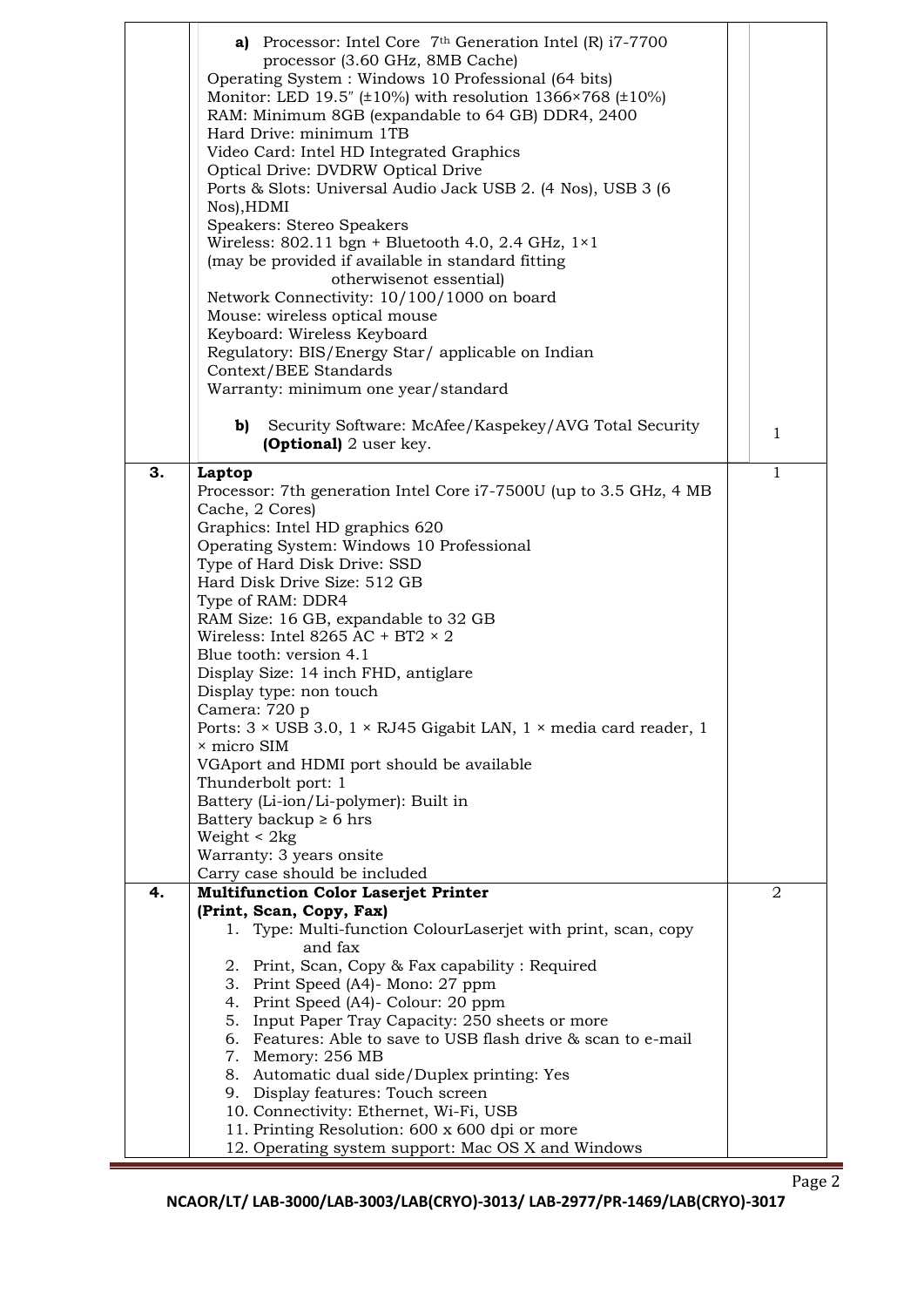| | | |
|---|---|---|
| | **a)** Processor: Intel Core 7th Generation Intel (R) i7-7700 processor (3.60 GHz, 8MB Cache)<br>Operating System : Windows 10 Professional (64 bits)<br>Monitor: LED 19.5″ (±10%) with resolution 1366×768 (±10%)<br>RAM: Minimum 8GB (expandable to 64 GB) DDR4, 2400<br>Hard Drive: minimum 1TB<br>Video Card: Intel HD Integrated Graphics<br>Optical Drive: DVDRW Optical Drive<br>Ports & Slots: Universal Audio Jack USB 2. (4 Nos), USB 3 (6 Nos),HDMI<br>Speakers: Stereo Speakers<br>Wireless: 802.11 bgn + Bluetooth 4.0, 2.4 GHz, 1×1 (may be provided if available in standard fitting otherwisenot essential)<br>Network Connectivity: 10/100/1000 on board<br>Mouse: wireless optical mouse<br>Keyboard: Wireless Keyboard<br>Regulatory: BIS/Energy Star/ applicable on Indian Context/BEE Standards<br>Warranty: minimum one year/standard<br><br>**b)** Security Software: McAfee/Kaspekey/AVG Total Security **(Optional)** 2 user key. | 1 |
| **3.** | **Laptop**<br>Processor: 7th generation Intel Core i7-7500U (up to 3.5 GHz, 4 MB Cache, 2 Cores)<br>Graphics: Intel HD graphics 620<br>Operating System: Windows 10 Professional<br>Type of Hard Disk Drive: SSD<br>Hard Disk Drive Size: 512 GB<br>Type of RAM: DDR4<br>RAM Size: 16 GB, expandable to 32 GB<br>Wireless: Intel 8265 AC + BT2 × 2<br>Blue tooth: version 4.1<br>Display Size: 14 inch FHD, antiglare<br>Display type: non touch<br>Camera: 720 p<br>Ports: 3 × USB 3.0, 1 × RJ45 Gigabit LAN, 1 × media card reader, 1 × micro SIM<br>VGAport and HDMI port should be available<br>Thunderbolt port: 1<br>Battery (Li-ion/Li-polymer): Built in<br>Battery backup ≥ 6 hrs<br>Weight < 2kg<br>Warranty: 3 years onsite<br>Carry case should be included | 1 |
| **4.** | **Multifunction Color Laserjet Printer (Print, Scan, Copy, Fax)**<br>1. Type: Multi-function ColourLaserjet with print, scan, copy and fax<br>2. Print, Scan, Copy & Fax capability : Required<br>3. Print Speed (A4)- Mono: 27 ppm<br>4. Print Speed (A4)- Colour: 20 ppm<br>5. Input Paper Tray Capacity: 250 sheets or more<br>6. Features: Able to save to USB flash drive & scan to e-mail<br>7. Memory: 256 MB<br>8. Automatic dual side/Duplex printing: Yes<br>9. Display features: Touch screen<br>10. Connectivity: Ethernet, Wi-Fi, USB<br>11. Printing Resolution: 600 x 600 dpi or more<br>12. Operating system support: Mac OS X and Windows | 2 |

NCAOR/LT/ LAB-3000/LAB-3003/LAB(CRYO)-3013/ LAB-2977/PR-1469/LAB(CRYO)-3017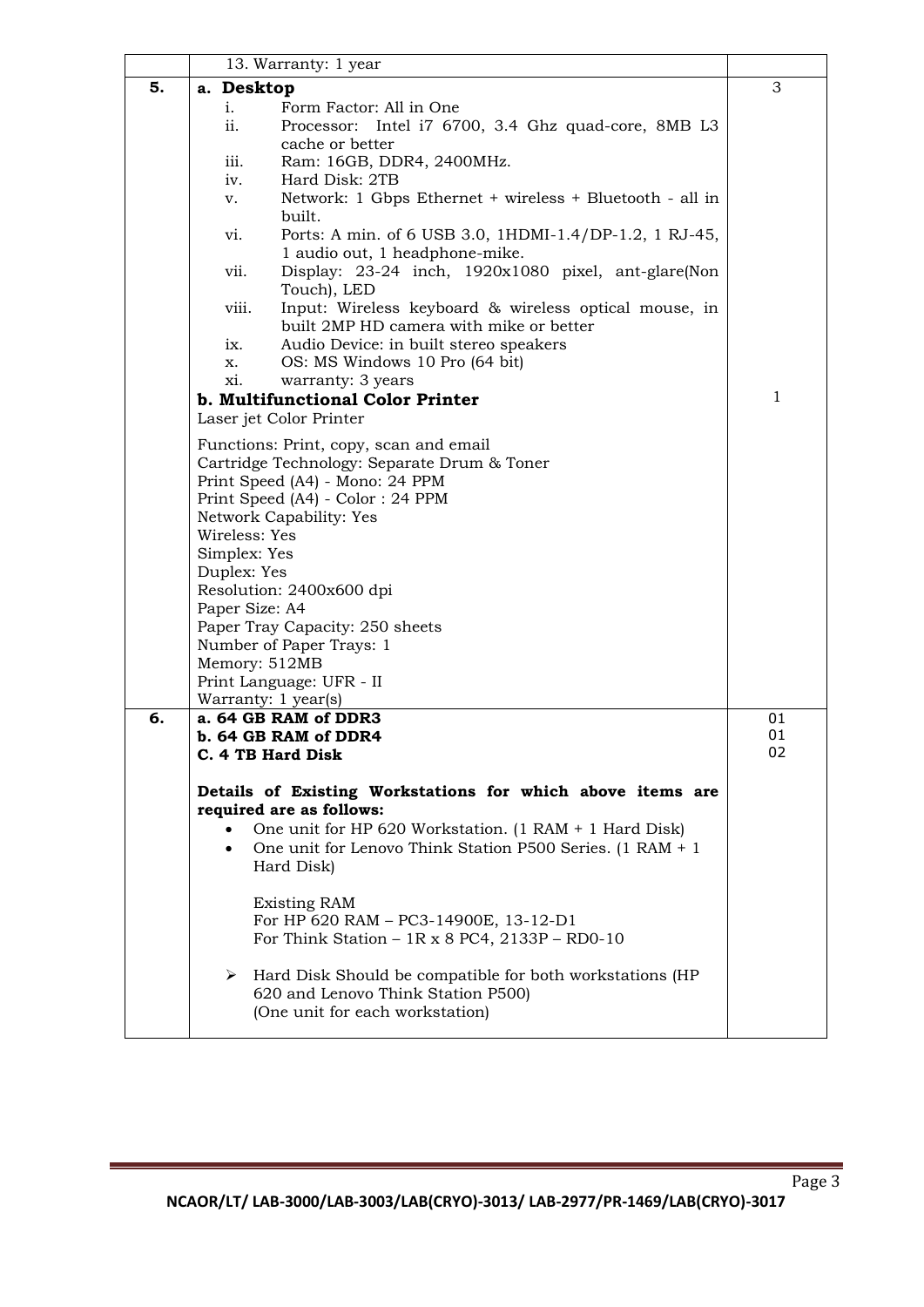| | | |
|---|---|---|
| | 13. Warranty: 1 year | |
| **5.** | **a. Desktop**<br>i. Form Factor: All in One<br>ii. Processor: Intel i7 6700, 3.4 Ghz quad-core, 8MB L3 cache or better<br>iii. Ram: 16GB, DDR4, 2400MHz.<br>iv. Hard Disk: 2TB<br>v. Network: 1 Gbps Ethernet + wireless + Bluetooth - all in built.<br>vi. Ports: A min. of 6 USB 3.0, 1HDMI-1.4/DP-1.2, 1 RJ-45, 1 audio out, 1 headphone-mike.<br>vii. Display: 23-24 inch, 1920x1080 pixel, ant-glare(Non Touch), LED<br>viii. Input: Wireless keyboard & wireless optical mouse, in built 2MP HD camera with mike or better<br>ix. Audio Device: in built stereo speakers<br>x. OS: MS Windows 10 Pro (64 bit)<br>xi. warranty: 3 years | 3 |
| | **b. Multifunctional Color Printer**<br>Laser jet Color Printer<br><br>Functions: Print, copy, scan and email<br>Cartridge Technology: Separate Drum & Toner<br>Print Speed (A4) - Mono: 24 PPM<br>Print Speed (A4) - Color : 24 PPM<br>Network Capability: Yes<br>Wireless: Yes<br>Simplex: Yes<br>Duplex: Yes<br>Resolution: 2400x600 dpi<br>Paper Size: A4<br>Paper Tray Capacity: 250 sheets<br>Number of Paper Trays: 1<br>Memory: 512MB<br>Print Language: UFR - II<br>Warranty: 1 year(s) | 1 |
| **6.** | **a. 64 GB RAM of DDR3**<br>**b. 64 GB RAM of DDR4**<br>**C. 4 TB Hard Disk**<br><br>**Details of Existing Workstations for which above items are required are as follows:**<br>• One unit for HP 620 Workstation. (1 RAM + 1 Hard Disk)<br>• One unit for Lenovo Think Station P500 Series. (1 RAM + 1 Hard Disk)<br><br>Existing RAM<br>For HP 620 RAM – PC3-14900E, 13-12-D1<br>For Think Station – 1R x 8 PC4, 2133P – RD0-10<br><br>➢ Hard Disk Should be compatible for both workstations (HP 620 and Lenovo Think Station P500)<br>(One unit for each workstation) | 01<br>01<br>02 |

NCAOR/LT/ LAB-3000/LAB-3003/LAB(CRYO)-3013/ LAB-2977/PR-1469/LAB(CRYO)-3017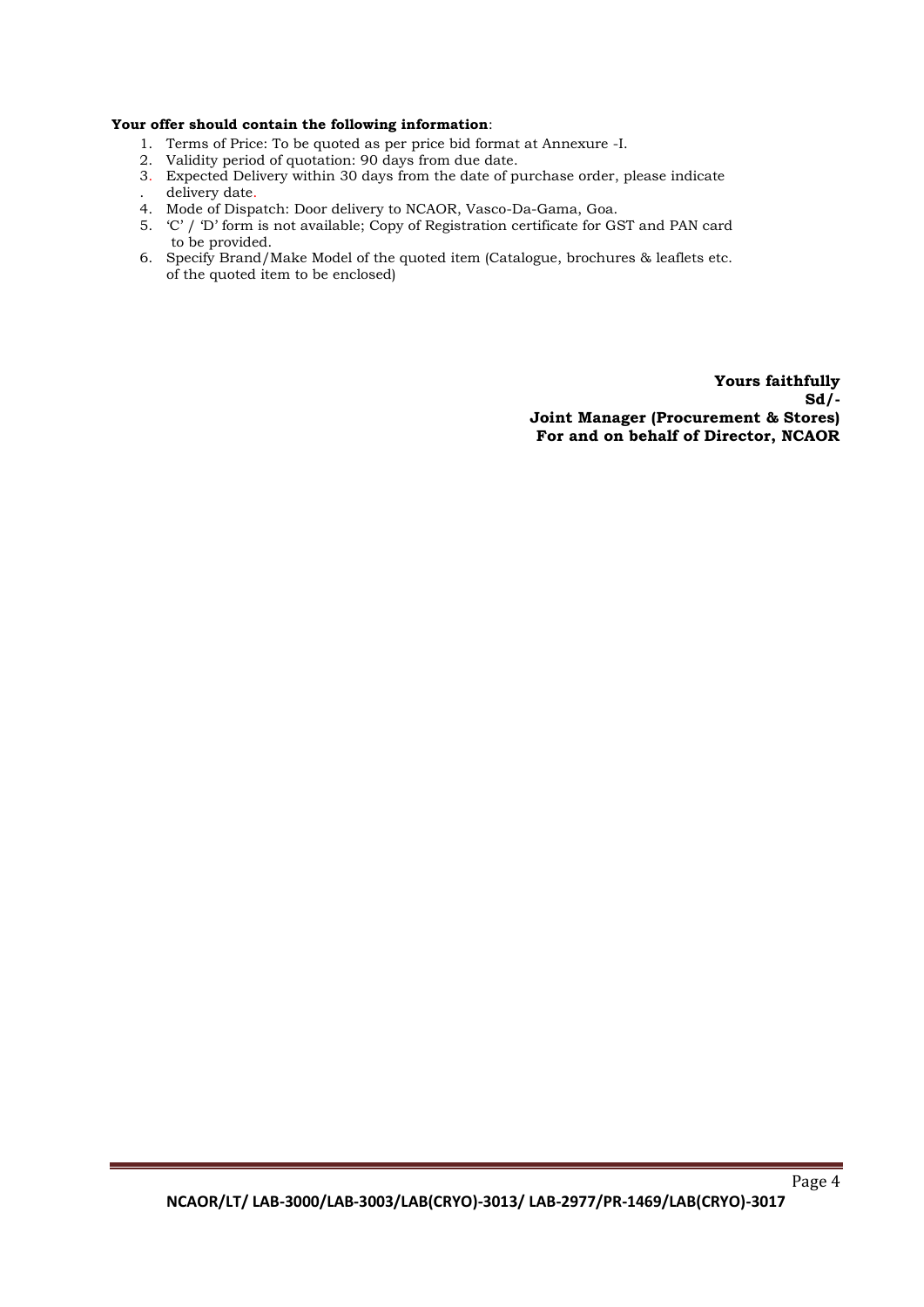**Your offer should contain the following information**:

1. Terms of Price: To be quoted as per price bid format at Annexure -I.
2. Validity period of quotation: 90 days from due date.
3. Expected Delivery within 30 days from the date of purchase order, please indicate delivery date.
4. Mode of Dispatch: Door delivery to NCAOR, Vasco-Da-Gama, Goa.
5. 'C' / 'D' form is not available; Copy of Registration certificate for GST and PAN card to be provided.
6. Specify Brand/Make Model of the quoted item (Catalogue, brochures & leaflets etc. of the quoted item to be enclosed)

**Yours faithfully**
**Sd/-**
**Joint Manager (Procurement & Stores)**
**For and on behalf of Director, NCAOR**

NCAOR/LT/ LAB-3000/LAB-3003/LAB(CRYO)-3013/ LAB-2977/PR-1469/LAB(CRYO)-3017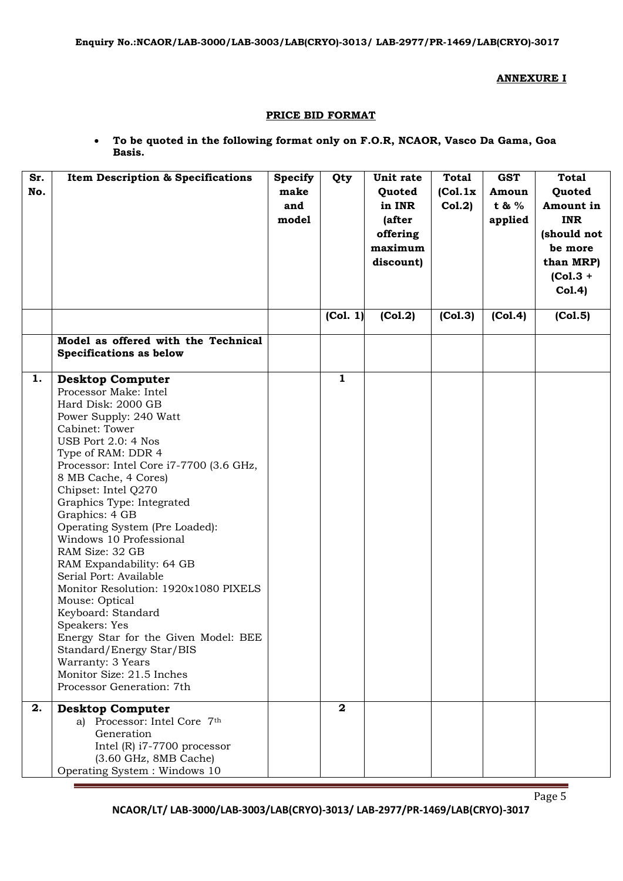**ANNEXURE I**

**PRICE BID FORMAT**

- **To be quoted in the following format only on F.O.R, NCAOR, Vasco Da Gama, Goa Basis.**

| Sr. No. | Item Description & Specifications | Specify make and model | Qty | Unit rate Quoted in INR (after offering maximum discount) | Total (Col.1x Col.2) | GST Amount & % applied | Total Quoted Amount in INR (should not be more than MRP) (Col.3 + Col.4) |
|---|---|---|---|---|---|---|---|
| | | | (Col. 1) | (Col.2) | (Col.3) | (Col.4) | (Col.5) |
| | **Model as offered with the Technical Specifications as below** | | | | | | |
| 1. | **Desktop Computer**<br>Processor Make: Intel<br>Hard Disk: 2000 GB<br>Power Supply: 240 Watt<br>Cabinet: Tower<br>USB Port 2.0: 4 Nos<br>Type of RAM: DDR 4<br>Processor: Intel Core i7-7700 (3.6 GHz, 8 MB Cache, 4 Cores)<br>Chipset: Intel Q270<br>Graphics Type: Integrated<br>Graphics: 4 GB<br>Operating System (Pre Loaded): Windows 10 Professional<br>RAM Size: 32 GB<br>RAM Expandability: 64 GB<br>Serial Port: Available<br>Monitor Resolution: 1920x1080 PIXELS<br>Mouse: Optical<br>Keyboard: Standard<br>Speakers: Yes<br>Energy Star for the Given Model: BEE Standard/Energy Star/BIS<br>Warranty: 3 Years<br>Monitor Size: 21.5 Inches<br>Processor Generation: 7th | | 1 | | | | |
| 2. | **Desktop Computer**<br>a) Processor: Intel Core 7th Generation Intel (R) i7-7700 processor (3.60 GHz, 8MB Cache)<br>Operating System : Windows 10 | | 2 | | | | |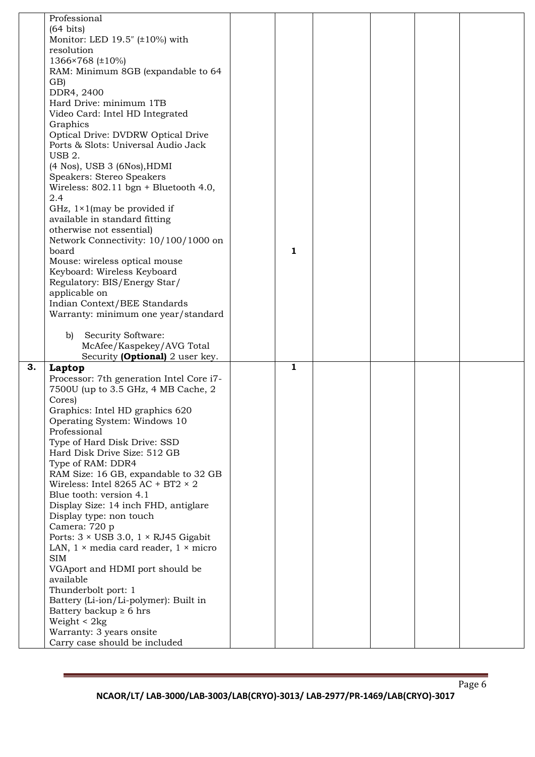| | | | | | | | |
|---|---|---|---|---|---|---|---|
| | Professional<br>(64 bits)<br>Monitor: LED 19.5″ (±10%) with resolution<br>1366×768 (±10%)<br>RAM: Minimum 8GB (expandable to 64 GB)<br>DDR4, 2400<br>Hard Drive: minimum 1TB<br>Video Card: Intel HD Integrated Graphics<br>Optical Drive: DVDRW Optical Drive<br>Ports & Slots: Universal Audio Jack USB 2.<br>(4 Nos), USB 3 (6Nos),HDMI<br>Speakers: Stereo Speakers<br>Wireless: 802.11 bgn + Bluetooth 4.0, 2.4<br>GHz, 1×1(may be provided if available in standard fitting otherwise not essential)<br>Network Connectivity: 10/100/1000 on board<br>Mouse: wireless optical mouse<br>Keyboard: Wireless Keyboard<br>Regulatory: BIS/Energy Star/ applicable on<br>Indian Context/BEE Standards<br>Warranty: minimum one year/standard<br><br>b) Security Software: McAfee/Kaspekey/AVG Total Security **(Optional)** 2 user key. | | **1** | | | | |
| **3.** | **Laptop**<br>Processor: 7th generation Intel Core i7-7500U (up to 3.5 GHz, 4 MB Cache, 2 Cores)<br>Graphics: Intel HD graphics 620<br>Operating System: Windows 10 Professional<br>Type of Hard Disk Drive: SSD<br>Hard Disk Drive Size: 512 GB<br>Type of RAM: DDR4<br>RAM Size: 16 GB, expandable to 32 GB<br>Wireless: Intel 8265 AC + BT2 × 2<br>Blue tooth: version 4.1<br>Display Size: 14 inch FHD, antiglare<br>Display type: non touch<br>Camera: 720 p<br>Ports: 3 × USB 3.0, 1 × RJ45 Gigabit LAN, 1 × media card reader, 1 × micro SIM<br>VGAport and HDMI port should be available<br>Thunderbolt port: 1<br>Battery (Li-ion/Li-polymer): Built in<br>Battery backup ≥ 6 hrs<br>Weight < 2kg<br>Warranty: 3 years onsite<br>Carry case should be included | | **1** | | | | |

NCAOR/LT/ LAB-3000/LAB-3003/LAB(CRYO)-3013/ LAB-2977/PR-1469/LAB(CRYO)-3017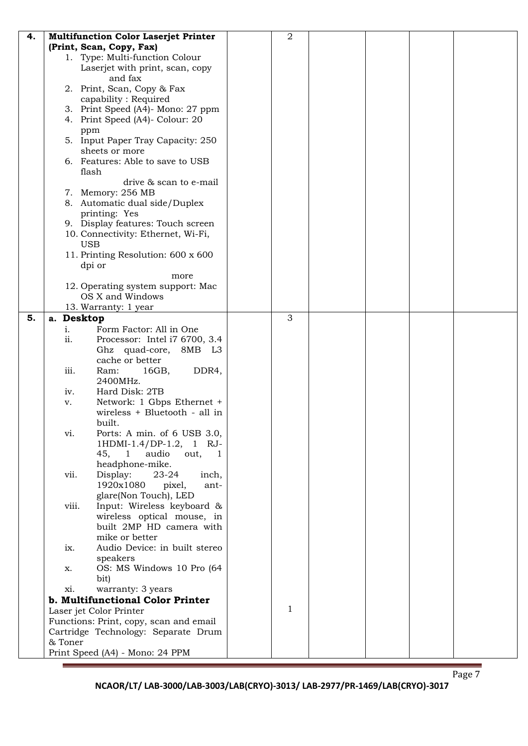| | | | | | | | |
|---|---|---|---|---|---|---|---|
| **4.** | **Multifunction Color Laserjet Printer (Print, Scan, Copy, Fax)**<br>1. Type: Multi-function Colour Laserjet with print, scan, copy and fax<br>2. Print, Scan, Copy & Fax capability : Required<br>3. Print Speed (A4)- Mono: 27 ppm<br>4. Print Speed (A4)- Colour: 20 ppm<br>5. Input Paper Tray Capacity: 250 sheets or more<br>6. Features: Able to save to USB flash drive & scan to e-mail<br>7. Memory: 256 MB<br>8. Automatic dual side/Duplex printing: Yes<br>9. Display features: Touch screen<br>10. Connectivity: Ethernet, Wi-Fi, USB<br>11. Printing Resolution: 600 x 600 dpi or more<br>12. Operating system support: Mac OS X and Windows<br>13. Warranty: 1 year | | 2 | | | | |
| **5.** | **a. Desktop**<br>i. Form Factor: All in One<br>ii. Processor: Intel i7 6700, 3.4 Ghz quad-core, 8MB L3 cache or better<br>iii. Ram: 16GB, DDR4, 2400MHz.<br>iv. Hard Disk: 2TB<br>v. Network: 1 Gbps Ethernet + wireless + Bluetooth - all in built.<br>vi. Ports: A min. of 6 USB 3.0, 1HDMI-1.4/DP-1.2, 1 RJ-45, 1 audio out, 1 headphone-mike.<br>vii. Display: 23-24 inch, 1920x1080 pixel, ant-glare(Non Touch), LED<br>viii. Input: Wireless keyboard & wireless optical mouse, in built 2MP HD camera with mike or better<br>ix. Audio Device: in built stereo speakers<br>x. OS: MS Windows 10 Pro (64 bit)<br>xi. warranty: 3 years<br>**b. Multifunctional Color Printer**<br>Laser jet Color Printer<br>Functions: Print, copy, scan and email<br>Cartridge Technology: Separate Drum & Toner<br>Print Speed (A4) - Mono: 24 PPM | | 3<br><br><br><br><br><br><br><br><br><br><br><br><br><br><br><br><br><br><br><br><br><br><br><br><br>1 | | | | |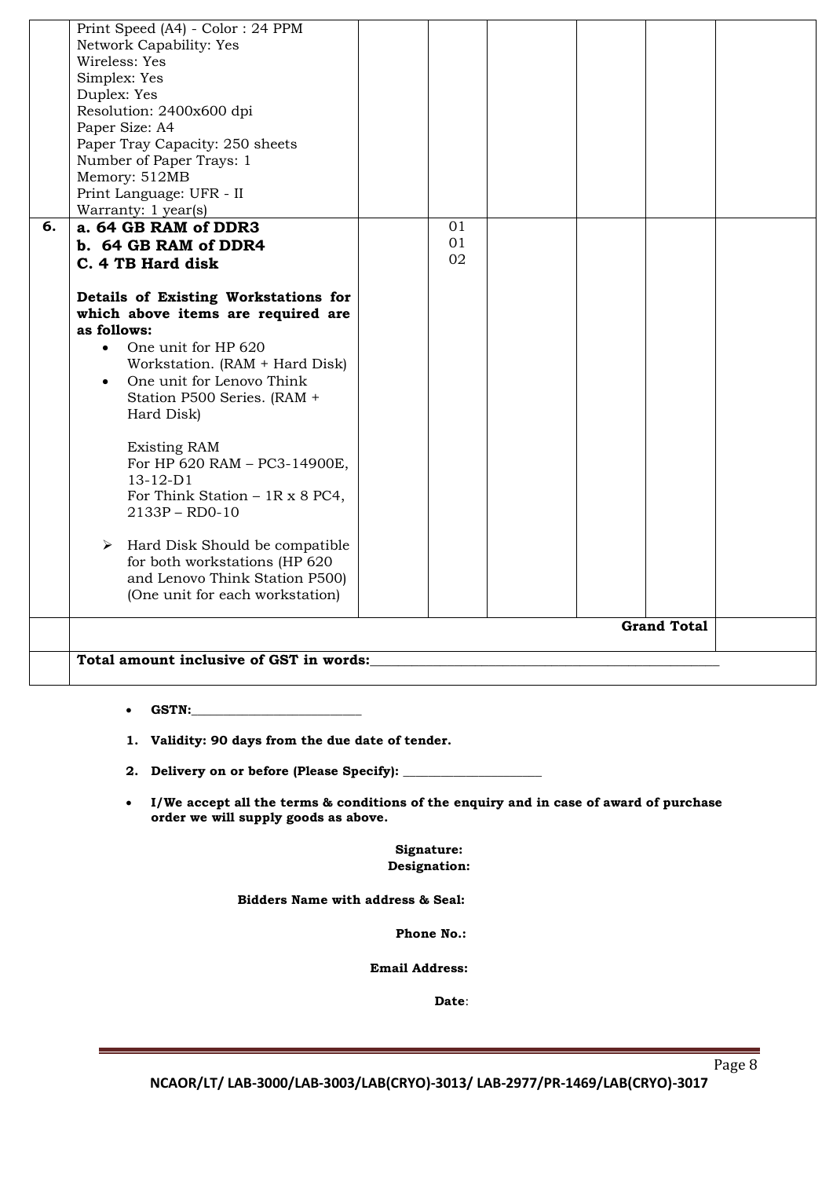| | | | | | | | |
|---|---|---|---|---|---|---|---|
| | Print Speed (A4) - Color : 24 PPM<br>Network Capability: Yes<br>Wireless: Yes<br>Simplex: Yes<br>Duplex: Yes<br>Resolution: 2400x600 dpi<br>Paper Size: A4<br>Paper Tray Capacity: 250 sheets<br>Number of Paper Trays: 1<br>Memory: 512MB<br>Print Language: UFR - II<br>Warranty: 1 year(s) | | | | | | |
| **6.** | **a. 64 GB RAM of DDR3**<br>**b. 64 GB RAM of DDR4**<br>**C. 4 TB Hard disk**<br><br>**Details of Existing Workstations for which above items are required are as follows:**<br>• One unit for HP 620 Workstation. (RAM + Hard Disk)<br>• One unit for Lenovo Think Station P500 Series. (RAM + Hard Disk)<br><br>Existing RAM<br>For HP 620 RAM – PC3-14900E, 13-12-D1<br>For Think Station – 1R x 8 PC4, 2133P – RD0-10<br><br>➢ Hard Disk Should be compatible for both workstations (HP 620 and Lenovo Think Station P500) (One unit for each workstation) | | 01<br>01<br>02 | | | | |
| | | | | | | **Grand Total** | |
| | **Total amount inclusive of GST in words:**\_\_\_\_\_\_\_\_\_\_\_\_\_\_\_\_\_\_\_\_\_\_\_\_\_\_\_\_\_\_\_\_\_\_\_\_\_\_\_\_\_\_\_\_\_\_\_\_ | | | | | | |

- **GSTN:**\_\_\_\_\_\_\_\_\_\_\_\_\_\_\_\_\_\_\_\_\_\_\_\_\_\_

1. **Validity: 90 days from the due date of tender.**
2. **Delivery on or before (Please Specify):** \_\_\_\_\_\_\_\_\_\_\_\_\_\_\_\_\_\_\_\_\_\_

- **I/We accept all the terms & conditions of the enquiry and in case of award of purchase order we will supply goods as above.**

**Signature:**
**Designation:**

**Bidders Name with address & Seal:**

**Phone No.:**

**Email Address:**

**Date**:

NCAOR/LT/ LAB-3000/LAB-3003/LAB(CRYO)-3013/ LAB-2977/PR-1469/LAB(CRYO)-3017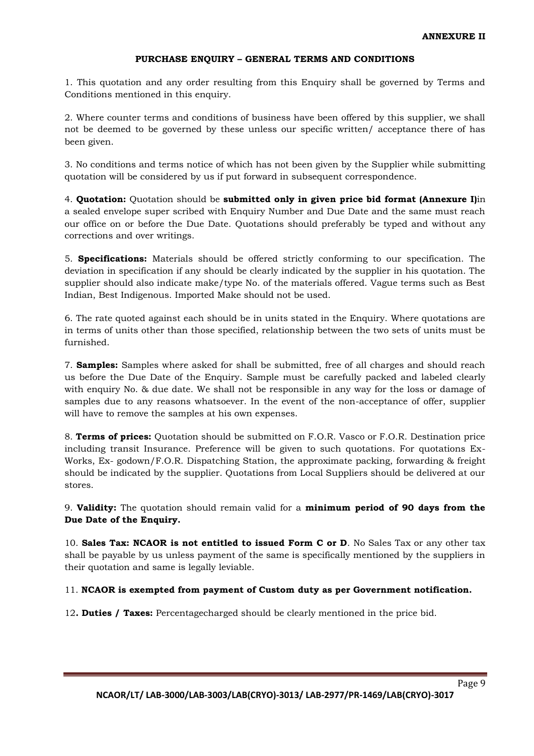**ANNEXURE II**

## PURCHASE ENQUIRY – GENERAL TERMS AND CONDITIONS

1. This quotation and any order resulting from this Enquiry shall be governed by Terms and Conditions mentioned in this enquiry.

2. Where counter terms and conditions of business have been offered by this supplier, we shall not be deemed to be governed by these unless our specific written/ acceptance there of has been given.

3. No conditions and terms notice of which has not been given by the Supplier while submitting quotation will be considered by us if put forward in subsequent correspondence.

4. **Quotation:** Quotation should be **submitted only in given price bid format (Annexure I)**in a sealed envelope super scribed with Enquiry Number and Due Date and the same must reach our office on or before the Due Date. Quotations should preferably be typed and without any corrections and over writings.

5. **Specifications:** Materials should be offered strictly conforming to our specification. The deviation in specification if any should be clearly indicated by the supplier in his quotation. The supplier should also indicate make/type No. of the materials offered. Vague terms such as Best Indian, Best Indigenous. Imported Make should not be used.

6. The rate quoted against each should be in units stated in the Enquiry. Where quotations are in terms of units other than those specified, relationship between the two sets of units must be furnished.

7. **Samples:** Samples where asked for shall be submitted, free of all charges and should reach us before the Due Date of the Enquiry. Sample must be carefully packed and labeled clearly with enquiry No. & due date. We shall not be responsible in any way for the loss or damage of samples due to any reasons whatsoever. In the event of the non-acceptance of offer, supplier will have to remove the samples at his own expenses.

8. **Terms of prices:** Quotation should be submitted on F.O.R. Vasco or F.O.R. Destination price including transit Insurance. Preference will be given to such quotations. For quotations Ex-Works, Ex- godown/F.O.R. Dispatching Station, the approximate packing, forwarding & freight should be indicated by the supplier. Quotations from Local Suppliers should be delivered at our stores.

9. **Validity:** The quotation should remain valid for a **minimum period of 90 days from the Due Date of the Enquiry.**

10. **Sales Tax: NCAOR is not entitled to issued Form C or D**. No Sales Tax or any other tax shall be payable by us unless payment of the same is specifically mentioned by the suppliers in their quotation and same is legally leviable.

11. **NCAOR is exempted from payment of Custom duty as per Government notification.**

12**. Duties / Taxes:** Percentagecharged should be clearly mentioned in the price bid.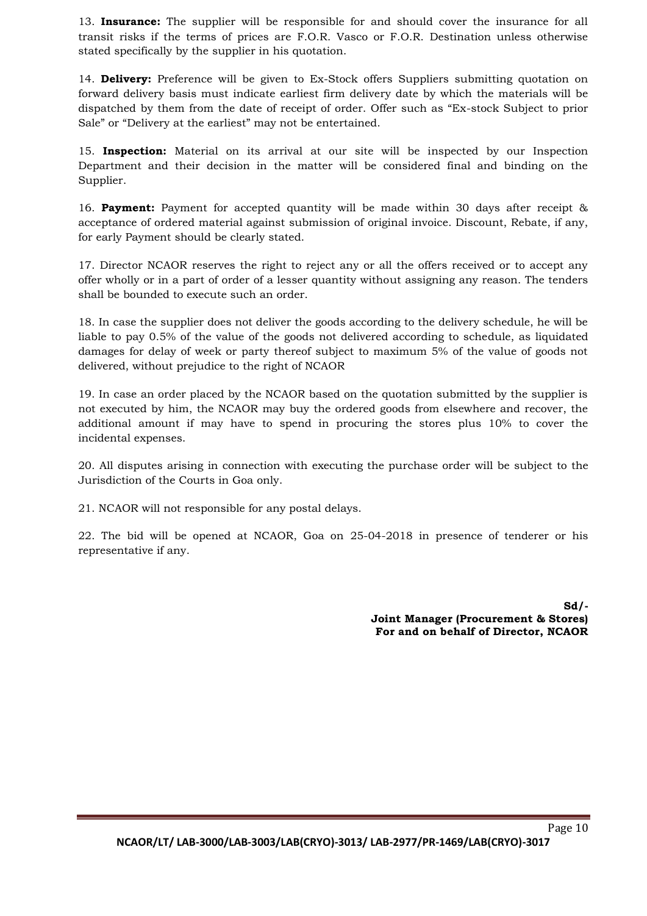13. **Insurance:** The supplier will be responsible for and should cover the insurance for all transit risks if the terms of prices are F.O.R. Vasco or F.O.R. Destination unless otherwise stated specifically by the supplier in his quotation.

14. **Delivery:** Preference will be given to Ex-Stock offers Suppliers submitting quotation on forward delivery basis must indicate earliest firm delivery date by which the materials will be dispatched by them from the date of receipt of order. Offer such as “Ex-stock Subject to prior Sale” or “Delivery at the earliest” may not be entertained.

15. **Inspection:** Material on its arrival at our site will be inspected by our Inspection Department and their decision in the matter will be considered final and binding on the Supplier.

16. **Payment:** Payment for accepted quantity will be made within 30 days after receipt & acceptance of ordered material against submission of original invoice. Discount, Rebate, if any, for early Payment should be clearly stated.

17. Director NCAOR reserves the right to reject any or all the offers received or to accept any offer wholly or in a part of order of a lesser quantity without assigning any reason. The tenders shall be bounded to execute such an order.

18. In case the supplier does not deliver the goods according to the delivery schedule, he will be liable to pay 0.5% of the value of the goods not delivered according to schedule, as liquidated damages for delay of week or party thereof subject to maximum 5% of the value of goods not delivered, without prejudice to the right of NCAOR

19. In case an order placed by the NCAOR based on the quotation submitted by the supplier is not executed by him, the NCAOR may buy the ordered goods from elsewhere and recover, the additional amount if may have to spend in procuring the stores plus 10% to cover the incidental expenses.

20. All disputes arising in connection with executing the purchase order will be subject to the Jurisdiction of the Courts in Goa only.

21. NCAOR will not responsible for any postal delays.

22. The bid will be opened at NCAOR, Goa on 25-04-2018 in presence of tenderer or his representative if any.

**Sd/-**
**Joint Manager (Procurement & Stores)**
**For and on behalf of Director, NCAOR**